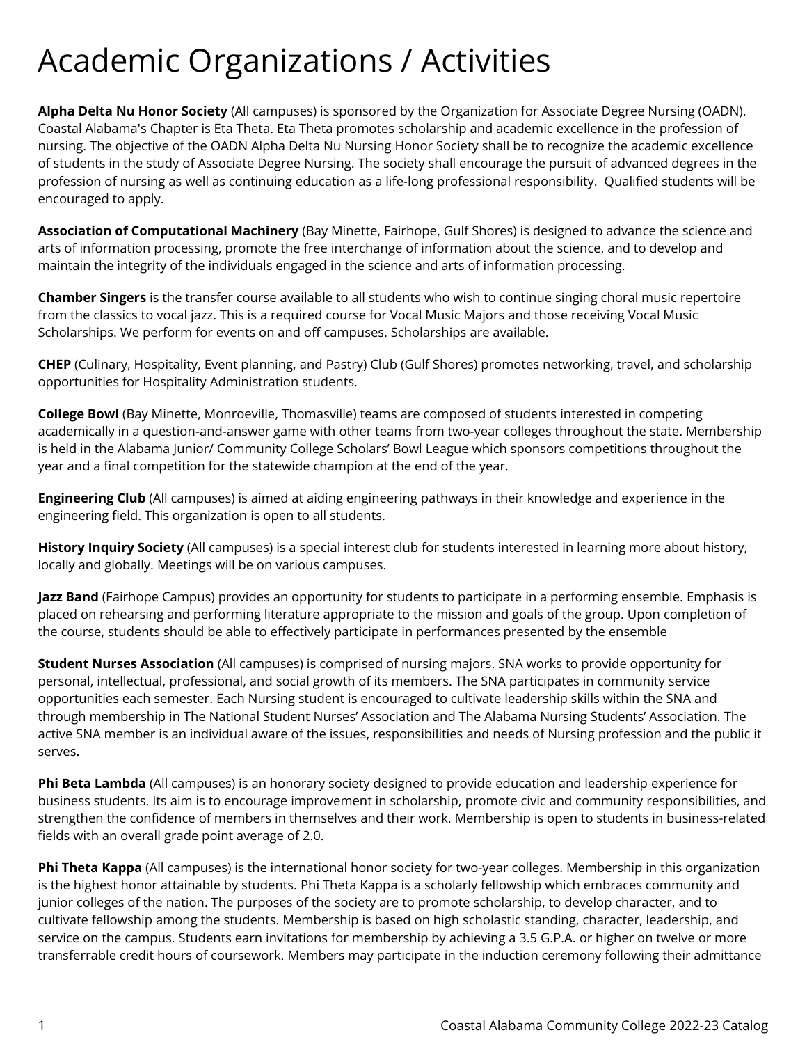# Academic Organizations / Activities

**Alpha Delta Nu Honor Society** (All campuses) is sponsored by the Organization for Associate Degree Nursing (OADN). Coastal Alabama's Chapter is Eta Theta. Eta Theta promotes scholarship and academic excellence in the profession of nursing. The objective of the OADN Alpha Delta Nu Nursing Honor Society shall be to recognize the academic excellence of students in the study of Associate Degree Nursing. The society shall encourage the pursuit of advanced degrees in the profession of nursing as well as continuing education as a life-long professional responsibility. Qualified students will be encouraged to apply.

**Association of Computational Machinery** (Bay Minette, Fairhope, Gulf Shores) is designed to advance the science and arts of information processing, promote the free interchange of information about the science, and to develop and maintain the integrity of the individuals engaged in the science and arts of information processing.

**Chamber Singers** is the transfer course available to all students who wish to continue singing choral music repertoire from the classics to vocal jazz. This is a required course for Vocal Music Majors and those receiving Vocal Music Scholarships. We perform for events on and off campuses. Scholarships are available.

**CHEP** (Culinary, Hospitality, Event planning, and Pastry) Club (Gulf Shores) promotes networking, travel, and scholarship opportunities for Hospitality Administration students.

**College Bowl** (Bay Minette, Monroeville, Thomasville) teams are composed of students interested in competing academically in a question-and-answer game with other teams from two-year colleges throughout the state. Membership is held in the Alabama Junior/ Community College Scholars' Bowl League which sponsors competitions throughout the year and a final competition for the statewide champion at the end of the year.

**Engineering Club** (All campuses) is aimed at aiding engineering pathways in their knowledge and experience in the engineering field. This organization is open to all students.

**History Inquiry Society** (All campuses) is a special interest club for students interested in learning more about history, locally and globally. Meetings will be on various campuses.

**Jazz Band** (Fairhope Campus) provides an opportunity for students to participate in a performing ensemble. Emphasis is placed on rehearsing and performing literature appropriate to the mission and goals of the group. Upon completion of the course, students should be able to effectively participate in performances presented by the ensemble

**Student Nurses Association** (All campuses) is comprised of nursing majors. SNA works to provide opportunity for personal, intellectual, professional, and social growth of its members. The SNA participates in community service opportunities each semester. Each Nursing student is encouraged to cultivate leadership skills within the SNA and through membership in The National Student Nurses' Association and The Alabama Nursing Students' Association. The active SNA member is an individual aware of the issues, responsibilities and needs of Nursing profession and the public it serves.

**Phi Beta Lambda** (All campuses) is an honorary society designed to provide education and leadership experience for business students. Its aim is to encourage improvement in scholarship, promote civic and community responsibilities, and strengthen the confidence of members in themselves and their work. Membership is open to students in business-related fields with an overall grade point average of 2.0.

**Phi Theta Kappa** (All campuses) is the international honor society for two-year colleges. Membership in this organization is the highest honor attainable by students. Phi Theta Kappa is a scholarly fellowship which embraces community and junior colleges of the nation. The purposes of the society are to promote scholarship, to develop character, and to cultivate fellowship among the students. Membership is based on high scholastic standing, character, leadership, and service on the campus. Students earn invitations for membership by achieving a 3.5 G.P.A. or higher on twelve or more transferrable credit hours of coursework. Members may participate in the induction ceremony following their admittance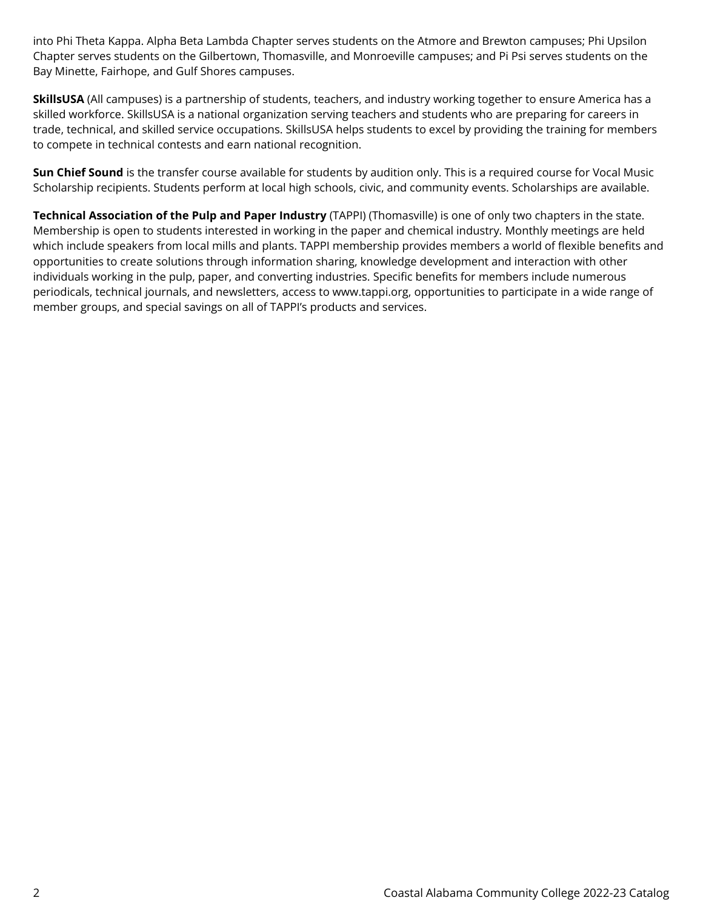into Phi Theta Kappa. Alpha Beta Lambda Chapter serves students on the Atmore and Brewton campuses; Phi Upsilon Chapter serves students on the Gilbertown, Thomasville, and Monroeville campuses; and Pi Psi serves students on the Bay Minette, Fairhope, and Gulf Shores campuses.

**SkillsUSA** (All campuses) is a partnership of students, teachers, and industry working together to ensure America has a skilled workforce. SkillsUSA is a national organization serving teachers and students who are preparing for careers in trade, technical, and skilled service occupations. SkillsUSA helps students to excel by providing the training for members to compete in technical contests and earn national recognition.

**Sun Chief Sound** is the transfer course available for students by audition only. This is a required course for Vocal Music Scholarship recipients. Students perform at local high schools, civic, and community events. Scholarships are available.

**Technical Association of the Pulp and Paper Industry** (TAPPI) (Thomasville) is one of only two chapters in the state. Membership is open to students interested in working in the paper and chemical industry. Monthly meetings are held which include speakers from local mills and plants. TAPPI membership provides members a world of flexible benefits and opportunities to create solutions through information sharing, knowledge development and interaction with other individuals working in the pulp, paper, and converting industries. Specific benefits for members include numerous periodicals, technical journals, and newsletters, access to www.tappi.org, opportunities to participate in a wide range of member groups, and special savings on all of TAPPI's products and services.